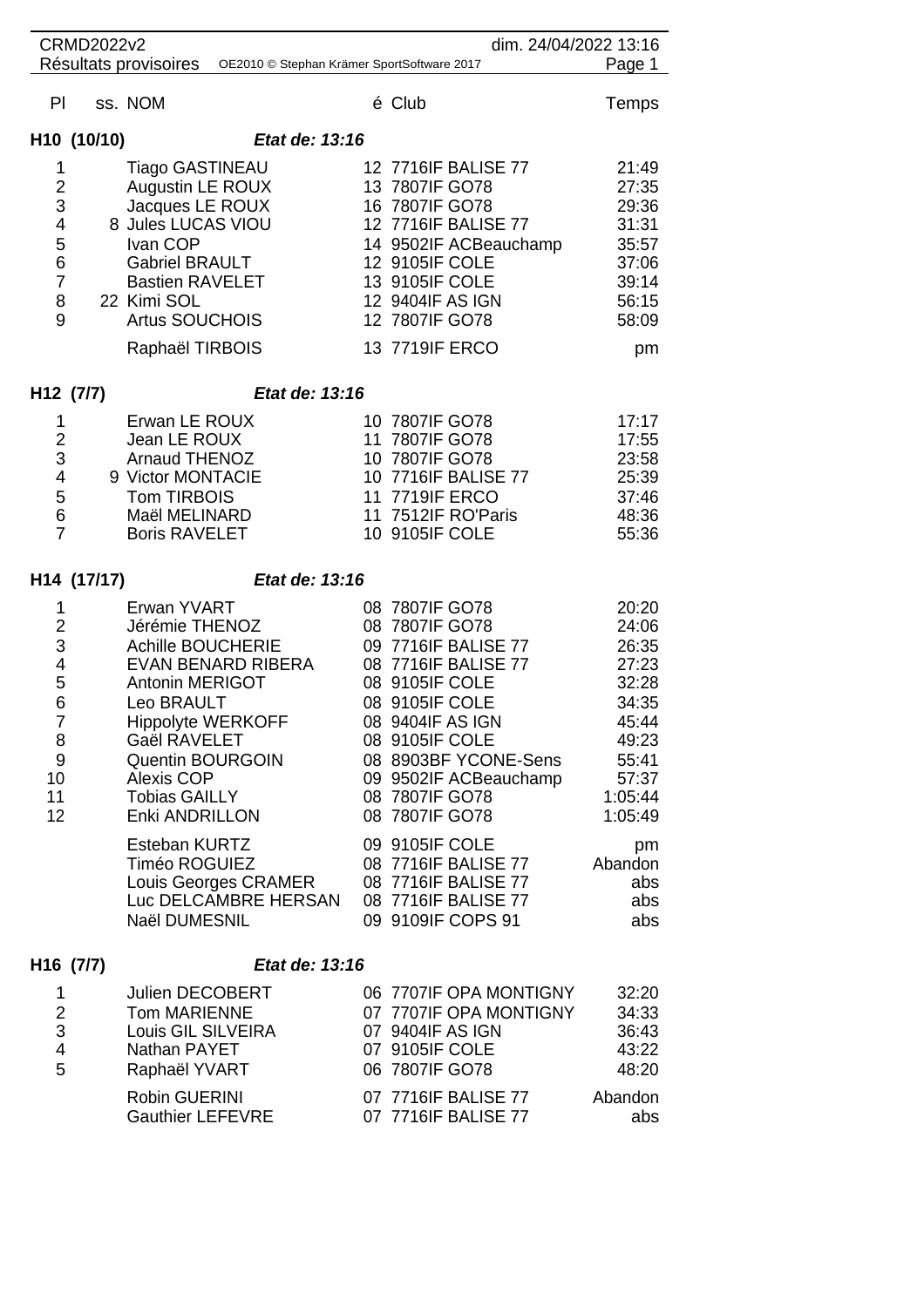CRMD2022v2 — dim. 24/04/2022 13:16

Résultats provisoires — OE2010 © Stephan Krämer SportSoftware 2017

## H10 (10/10) — *Etat de: 13:16*

| Pl | ss. | NOM | é | Club | Temps |
|---|---|---|---|---|---|
| 1 | | Tiago GASTINEAU | 12 | 7716IF BALISE 77 | 21:49 |
| 2 | | Augustin LE ROUX | 13 | 7807IF GO78 | 27:35 |
| 3 | | Jacques LE ROUX | 16 | 7807IF GO78 | 29:36 |
| 4 | 8 | Jules LUCAS VIOU | 12 | 7716IF BALISE 77 | 31:31 |
| 5 | | Ivan COP | 14 | 9502IF ACBeauchamp | 35:57 |
| 6 | | Gabriel BRAULT | 12 | 9105IF COLE | 37:06 |
| 7 | | Bastien RAVELET | 13 | 9105IF COLE | 39:14 |
| 8 | 22 | Kimi SOL | 12 | 9404IF AS IGN | 56:15 |
| 9 | | Artus SOUCHOIS | 12 | 7807IF GO78 | 58:09 |
| | | Raphaël TIRBOIS | 13 | 7719IF ERCO | pm |

## H12 (7/7) — *Etat de: 13:16*

| Pl | ss. | NOM | é | Club | Temps |
|---|---|---|---|---|---|
| 1 | | Erwan LE ROUX | 10 | 7807IF GO78 | 17:17 |
| 2 | | Jean LE ROUX | 11 | 7807IF GO78 | 17:55 |
| 3 | | Arnaud THENOZ | 10 | 7807IF GO78 | 23:58 |
| 4 | 9 | Victor MONTACIE | 10 | 7716IF BALISE 77 | 25:39 |
| 5 | | Tom TIRBOIS | 11 | 7719IF ERCO | 37:46 |
| 6 | | Maël MELINARD | 11 | 7512IF RO'Paris | 48:36 |
| 7 | | Boris RAVELET | 10 | 9105IF COLE | 55:36 |

## H14 (17/17) — *Etat de: 13:16*

| Pl | ss. | NOM | é | Club | Temps |
|---|---|---|---|---|---|
| 1 | | Erwan YVART | 08 | 7807IF GO78 | 20:20 |
| 2 | | Jérémie THENOZ | 08 | 7807IF GO78 | 24:06 |
| 3 | | Achille BOUCHERIE | 09 | 7716IF BALISE 77 | 26:35 |
| 4 | | EVAN BENARD RIBERA | 08 | 7716IF BALISE 77 | 27:23 |
| 5 | | Antonin MERIGOT | 08 | 9105IF COLE | 32:28 |
| 6 | | Leo BRAULT | 08 | 9105IF COLE | 34:35 |
| 7 | | Hippolyte WERKOFF | 08 | 9404IF AS IGN | 45:44 |
| 8 | | Gaël RAVELET | 08 | 9105IF COLE | 49:23 |
| 9 | | Quentin BOURGOIN | 08 | 8903BF YCONE-Sens | 55:41 |
| 10 | | Alexis COP | 09 | 9502IF ACBeauchamp | 57:37 |
| 11 | | Tobias GAILLY | 08 | 7807IF GO78 | 1:05:44 |
| 12 | | Enki ANDRILLON | 08 | 7807IF GO78 | 1:05:49 |
| | | Esteban KURTZ | 09 | 9105IF COLE | pm |
| | | Timéo ROGUIEZ | 08 | 7716IF BALISE 77 | Abandon |
| | | Louis Georges CRAMER | 08 | 7716IF BALISE 77 | abs |
| | | Luc DELCAMBRE HERSAN | 08 | 7716IF BALISE 77 | abs |
| | | Naël DUMESNIL | 09 | 9109IF COPS 91 | abs |

## H16 (7/7) — *Etat de: 13:16*

| Pl | ss. | NOM | é | Club | Temps |
|---|---|---|---|---|---|
| 1 | | Julien DECOBERT | 06 | 7707IF OPA MONTIGNY | 32:20 |
| 2 | | Tom MARIENNE | 07 | 7707IF OPA MONTIGNY | 34:33 |
| 3 | | Louis GIL SILVEIRA | 07 | 9404IF AS IGN | 36:43 |
| 4 | | Nathan PAYET | 07 | 9105IF COLE | 43:22 |
| 5 | | Raphaël YVART | 06 | 7807IF GO78 | 48:20 |
| | | Robin GUERINI | 07 | 7716IF BALISE 77 | Abandon |
| | | Gauthier LEFEVRE | 07 | 7716IF BALISE 77 | abs |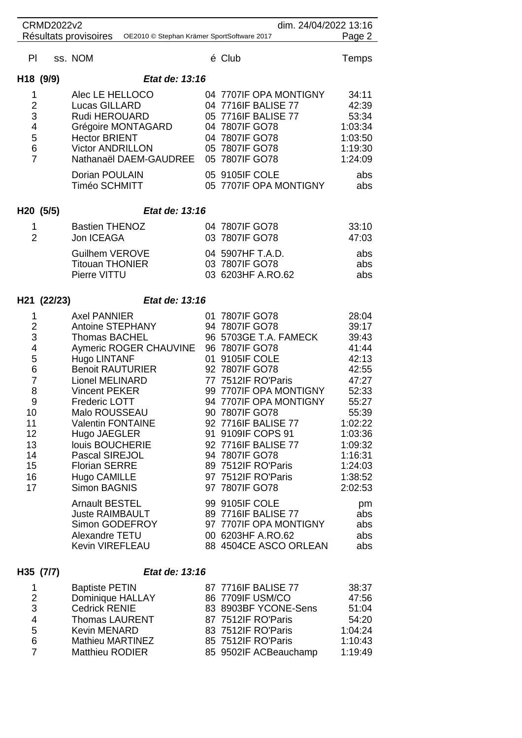| Pl | ss. NOM | é | Club | Temps |
|---|---|---|---|---|

### H18 (9/9) — *Etat de: 13:16*

| Pl | NOM | é | Club | Temps |
|---|---|---|---|---|
| 1 | Alec LE HELLOCO | 04 | 7707IF OPA MONTIGNY | 34:11 |
| 2 | Lucas GILLARD | 04 | 7716IF BALISE 77 | 42:39 |
| 3 | Rudi HEROUARD | 05 | 7716IF BALISE 77 | 53:34 |
| 4 | Grégoire MONTAGARD | 04 | 7807IF GO78 | 1:03:34 |
| 5 | Hector BRIENT | 04 | 7807IF GO78 | 1:03:50 |
| 6 | Victor ANDRILLON | 05 | 7807IF GO78 | 1:19:30 |
| 7 | Nathanaël DAEM-GAUDREE | 05 | 7807IF GO78 | 1:24:09 |
| | Dorian POULAIN | 05 | 9105IF COLE | abs |
| | Timéo SCHMITT | 05 | 7707IF OPA MONTIGNY | abs |

### H20 (5/5) — *Etat de: 13:16*

| Pl | NOM | é | Club | Temps |
|---|---|---|---|---|
| 1 | Bastien THENOZ | 04 | 7807IF GO78 | 33:10 |
| 2 | Jon ICEAGA | 03 | 7807IF GO78 | 47:03 |
| | Guilhem VEROVE | 04 | 5907HF T.A.D. | abs |
| | Titouan THONIER | 03 | 7807IF GO78 | abs |
| | Pierre VITTU | 03 | 6203HF A.RO.62 | abs |

### H21 (22/23) — *Etat de: 13:16*

| Pl | NOM | é | Club | Temps |
|---|---|---|---|---|
| 1 | Axel PANNIER | 01 | 7807IF GO78 | 28:04 |
| 2 | Antoine STEPHANY | 94 | 7807IF GO78 | 39:17 |
| 3 | Thomas BACHEL | 96 | 5703GE T.A. FAMECK | 39:43 |
| 4 | Aymeric ROGER CHAUVINE | 96 | 7807IF GO78 | 41:44 |
| 5 | Hugo LINTANF | 01 | 9105IF COLE | 42:13 |
| 6 | Benoit RAUTURIER | 92 | 7807IF GO78 | 42:55 |
| 7 | Lionel MELINARD | 77 | 7512IF RO'Paris | 47:27 |
| 8 | Vincent PEKER | 99 | 7707IF OPA MONTIGNY | 52:33 |
| 9 | Frederic LOTT | 94 | 7707IF OPA MONTIGNY | 55:27 |
| 10 | Malo ROUSSEAU | 90 | 7807IF GO78 | 55:39 |
| 11 | Valentin FONTAINE | 92 | 7716IF BALISE 77 | 1:02:22 |
| 12 | Hugo JAEGLER | 91 | 9109IF COPS 91 | 1:03:36 |
| 13 | louis BOUCHERIE | 92 | 7716IF BALISE 77 | 1:09:32 |
| 14 | Pascal SIREJOL | 94 | 7807IF GO78 | 1:16:31 |
| 15 | Florian SERRE | 89 | 7512IF RO'Paris | 1:24:03 |
| 16 | Hugo CAMILLE | 97 | 7512IF RO'Paris | 1:38:52 |
| 17 | Simon BAGNIS | 97 | 7807IF GO78 | 2:02:53 |
| | Arnault BESTEL | 99 | 9105IF COLE | pm |
| | Juste RAIMBAULT | 89 | 7716IF BALISE 77 | abs |
| | Simon GODEFROY | 97 | 7707IF OPA MONTIGNY | abs |
| | Alexandre TETU | 00 | 6203HF A.RO.62 | abs |
| | Kevin VIREFLEAU | 88 | 4504CE ASCO ORLEAN | abs |

### H35 (7/7) — *Etat de: 13:16*

| Pl | NOM | é | Club | Temps |
|---|---|---|---|---|
| 1 | Baptiste PETIN | 87 | 7716IF BALISE 77 | 38:37 |
| 2 | Dominique HALLAY | 86 | 7709IF USM/CO | 47:56 |
| 3 | Cedrick RENIE | 83 | 8903BF YCONE-Sens | 51:04 |
| 4 | Thomas LAURENT | 87 | 7512IF RO'Paris | 54:20 |
| 5 | Kevin MENARD | 83 | 7512IF RO'Paris | 1:04:24 |
| 6 | Mathieu MARTINEZ | 85 | 7512IF RO'Paris | 1:10:43 |
| 7 | Matthieu RODIER | 85 | 9502IF ACBeauchamp | 1:19:49 |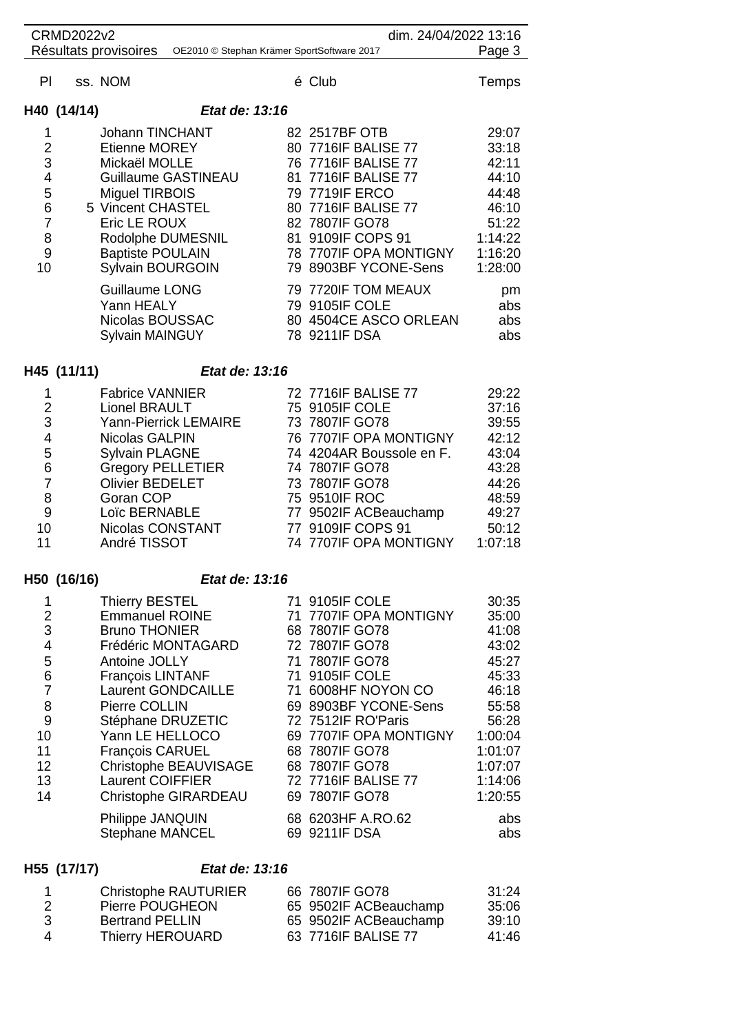| Pl | ss. | NOM | é | Club | Temps |
|---|---|---|---|---|---|

**H40 (14/14)** *Etat de: 13:16*

| Pl | ss. | NOM | é | Club | Temps |
|---|---|---|---|---|---|
| 1 | | Johann TINCHANT | 82 | 2517BF OTB | 29:07 |
| 2 | | Etienne MOREY | 80 | 7716IF BALISE 77 | 33:18 |
| 3 | | Mickaël MOLLE | 76 | 7716IF BALISE 77 | 42:11 |
| 4 | | Guillaume GASTINEAU | 81 | 7716IF BALISE 77 | 44:10 |
| 5 | | Miguel TIRBOIS | 79 | 7719IF ERCO | 44:48 |
| 6 | 5 | Vincent CHASTEL | 80 | 7716IF BALISE 77 | 46:10 |
| 7 | | Eric LE ROUX | 82 | 7807IF GO78 | 51:22 |
| 8 | | Rodolphe DUMESNIL | 81 | 9109IF COPS 91 | 1:14:22 |
| 9 | | Baptiste POULAIN | 78 | 7707IF OPA MONTIGNY | 1:16:20 |
| 10 | | Sylvain BOURGOIN | 79 | 8903BF YCONE-Sens | 1:28:00 |
| | | Guillaume LONG | 79 | 7720IF TOM MEAUX | pm |
| | | Yann HEALY | 79 | 9105IF COLE | abs |
| | | Nicolas BOUSSAC | 80 | 4504CE ASCO ORLEAN | abs |
| | | Sylvain MAINGUY | 78 | 9211IF DSA | abs |

**H45 (11/11)** *Etat de: 13:16*

| Pl | ss. | NOM | é | Club | Temps |
|---|---|---|---|---|---|
| 1 | | Fabrice VANNIER | 72 | 7716IF BALISE 77 | 29:22 |
| 2 | | Lionel BRAULT | 75 | 9105IF COLE | 37:16 |
| 3 | | Yann-Pierrick LEMAIRE | 73 | 7807IF GO78 | 39:55 |
| 4 | | Nicolas GALPIN | 76 | 7707IF OPA MONTIGNY | 42:12 |
| 5 | | Sylvain PLAGNE | 74 | 4204AR Boussole en F. | 43:04 |
| 6 | | Gregory PELLETIER | 74 | 7807IF GO78 | 43:28 |
| 7 | | Olivier BEDELET | 73 | 7807IF GO78 | 44:26 |
| 8 | | Goran COP | 75 | 9510IF ROC | 48:59 |
| 9 | | Loïc BERNABLE | 77 | 9502IF ACBeauchamp | 49:27 |
| 10 | | Nicolas CONSTANT | 77 | 9109IF COPS 91 | 50:12 |
| 11 | | André TISSOT | 74 | 7707IF OPA MONTIGNY | 1:07:18 |

**H50 (16/16)** *Etat de: 13:16*

| Pl | ss. | NOM | é | Club | Temps |
|---|---|---|---|---|---|
| 1 | | Thierry BESTEL | 71 | 9105IF COLE | 30:35 |
| 2 | | Emmanuel ROINE | 71 | 7707IF OPA MONTIGNY | 35:00 |
| 3 | | Bruno THONIER | 68 | 7807IF GO78 | 41:08 |
| 4 | | Frédéric MONTAGARD | 72 | 7807IF GO78 | 43:02 |
| 5 | | Antoine JOLLY | 71 | 7807IF GO78 | 45:27 |
| 6 | | François LINTANF | 71 | 9105IF COLE | 45:33 |
| 7 | | Laurent GONDCAILLE | 71 | 6008HF NOYON CO | 46:18 |
| 8 | | Pierre COLLIN | 69 | 8903BF YCONE-Sens | 55:58 |
| 9 | | Stéphane DRUZETIC | 72 | 7512IF RO'Paris | 56:28 |
| 10 | | Yann LE HELLOCO | 69 | 7707IF OPA MONTIGNY | 1:00:04 |
| 11 | | François CARUEL | 68 | 7807IF GO78 | 1:01:07 |
| 12 | | Christophe BEAUVISAGE | 68 | 7807IF GO78 | 1:07:07 |
| 13 | | Laurent COIFFIER | 72 | 7716IF BALISE 77 | 1:14:06 |
| 14 | | Christophe GIRARDEAU | 69 | 7807IF GO78 | 1:20:55 |
| | | Philippe JANQUIN | 68 | 6203HF A.RO.62 | abs |
| | | Stephane MANCEL | 69 | 9211IF DSA | abs |

**H55 (17/17)** *Etat de: 13:16*

| Pl | ss. | NOM | é | Club | Temps |
|---|---|---|---|---|---|
| 1 | | Christophe RAUTURIER | 66 | 7807IF GO78 | 31:24 |
| 2 | | Pierre POUGHEON | 65 | 9502IF ACBeauchamp | 35:06 |
| 3 | | Bertrand PELLIN | 65 | 9502IF ACBeauchamp | 39:10 |
| 4 | | Thierry HEROUARD | 63 | 7716IF BALISE 77 | 41:46 |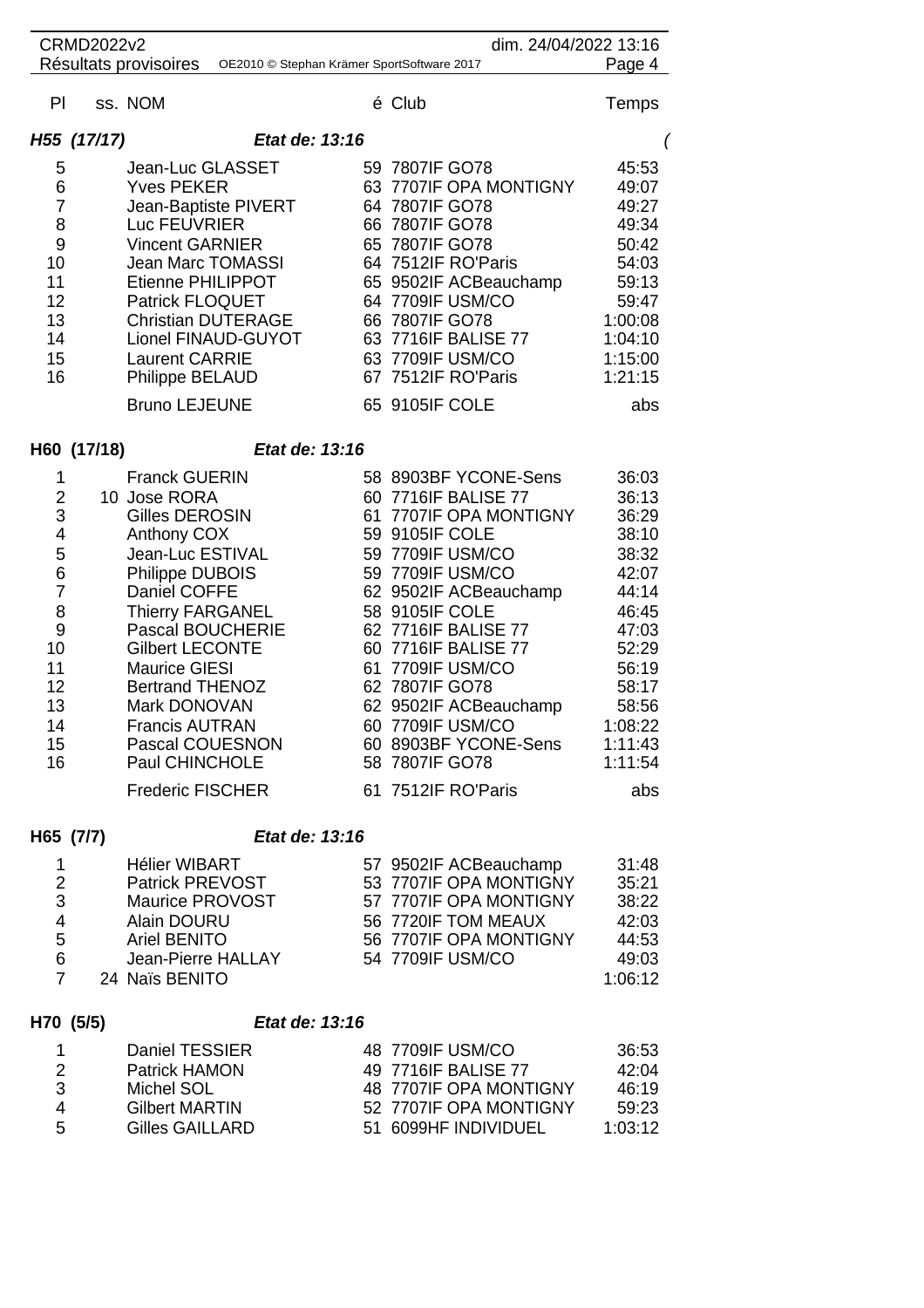| Pl | ss. | NOM | é | Club | Temps |
|---|---|---|---|---|---|

### *H55 (17/17)* — *Etat de: 13:16* (

| Pl | ss. | NOM | é | Club | Temps |
|---|---|---|---|---|---|
| 5 | | Jean-Luc GLASSET | 59 | 7807IF GO78 | 45:53 |
| 6 | | Yves PEKER | 63 | 7707IF OPA MONTIGNY | 49:07 |
| 7 | | Jean-Baptiste PIVERT | 64 | 7807IF GO78 | 49:27 |
| 8 | | Luc FEUVRIER | 66 | 7807IF GO78 | 49:34 |
| 9 | | Vincent GARNIER | 65 | 7807IF GO78 | 50:42 |
| 10 | | Jean Marc TOMASSI | 64 | 7512IF RO'Paris | 54:03 |
| 11 | | Etienne PHILIPPOT | 65 | 9502IF ACBeauchamp | 59:13 |
| 12 | | Patrick FLOQUET | 64 | 7709IF USM/CO | 59:47 |
| 13 | | Christian DUTERAGE | 66 | 7807IF GO78 | 1:00:08 |
| 14 | | Lionel FINAUD-GUYOT | 63 | 7716IF BALISE 77 | 1:04:10 |
| 15 | | Laurent CARRIE | 63 | 7709IF USM/CO | 1:15:00 |
| 16 | | Philippe BELAUD | 67 | 7512IF RO'Paris | 1:21:15 |
| | | Bruno LEJEUNE | 65 | 9105IF COLE | abs |

### H60 (17/18) — *Etat de: 13:16*

| Pl | ss. | NOM | é | Club | Temps |
|---|---|---|---|---|---|
| 1 | | Franck GUERIN | 58 | 8903BF YCONE-Sens | 36:03 |
| 2 | 10 | Jose RORA | 60 | 7716IF BALISE 77 | 36:13 |
| 3 | | Gilles DEROSIN | 61 | 7707IF OPA MONTIGNY | 36:29 |
| 4 | | Anthony COX | 59 | 9105IF COLE | 38:10 |
| 5 | | Jean-Luc ESTIVAL | 59 | 7709IF USM/CO | 38:32 |
| 6 | | Philippe DUBOIS | 59 | 7709IF USM/CO | 42:07 |
| 7 | | Daniel COFFE | 62 | 9502IF ACBeauchamp | 44:14 |
| 8 | | Thierry FARGANEL | 58 | 9105IF COLE | 46:45 |
| 9 | | Pascal BOUCHERIE | 62 | 7716IF BALISE 77 | 47:03 |
| 10 | | Gilbert LECONTE | 60 | 7716IF BALISE 77 | 52:29 |
| 11 | | Maurice GIESI | 61 | 7709IF USM/CO | 56:19 |
| 12 | | Bertrand THENOZ | 62 | 7807IF GO78 | 58:17 |
| 13 | | Mark DONOVAN | 62 | 9502IF ACBeauchamp | 58:56 |
| 14 | | Francis AUTRAN | 60 | 7709IF USM/CO | 1:08:22 |
| 15 | | Pascal COUESNON | 60 | 8903BF YCONE-Sens | 1:11:43 |
| 16 | | Paul CHINCHOLE | 58 | 7807IF GO78 | 1:11:54 |
| | | Frederic FISCHER | 61 | 7512IF RO'Paris | abs |

### H65 (7/7) — *Etat de: 13:16*

| Pl | ss. | NOM | é | Club | Temps |
|---|---|---|---|---|---|
| 1 | | Hélier WIBART | 57 | 9502IF ACBeauchamp | 31:48 |
| 2 | | Patrick PREVOST | 53 | 7707IF OPA MONTIGNY | 35:21 |
| 3 | | Maurice PROVOST | 57 | 7707IF OPA MONTIGNY | 38:22 |
| 4 | | Alain DOURU | 56 | 7720IF TOM MEAUX | 42:03 |
| 5 | | Ariel BENITO | 56 | 7707IF OPA MONTIGNY | 44:53 |
| 6 | | Jean-Pierre HALLAY | 54 | 7709IF USM/CO | 49:03 |
| 7 | 24 | Naïs BENITO | | | 1:06:12 |

### H70 (5/5) — *Etat de: 13:16*

| Pl | ss. | NOM | é | Club | Temps |
|---|---|---|---|---|---|
| 1 | | Daniel TESSIER | 48 | 7709IF USM/CO | 36:53 |
| 2 | | Patrick HAMON | 49 | 7716IF BALISE 77 | 42:04 |
| 3 | | Michel SOL | 48 | 7707IF OPA MONTIGNY | 46:19 |
| 4 | | Gilbert MARTIN | 52 | 7707IF OPA MONTIGNY | 59:23 |
| 5 | | Gilles GAILLARD | 51 | 6099HF INDIVIDUEL | 1:03:12 |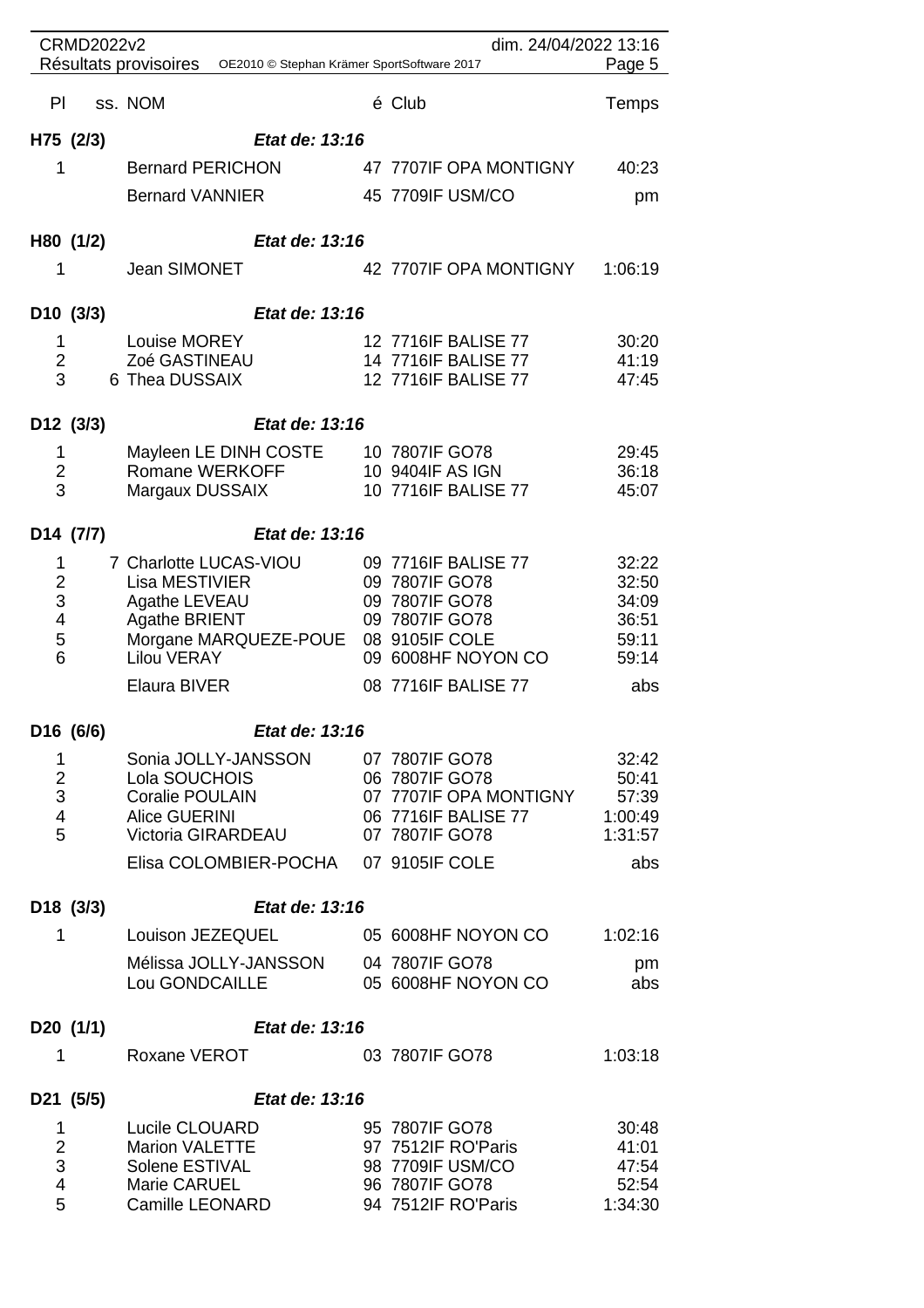| Pl | ss. | NOM | é | Club | Temps |
|---|---|---|---|---|---|
| **H75 (2/3)** | | *Etat de: 13:16* | | | |
| 1 | | Bernard PERICHON | 47 | 7707IF OPA MONTIGNY | 40:23 |
| | | Bernard VANNIER | 45 | 7709IF USM/CO | pm |
| **H80 (1/2)** | | *Etat de: 13:16* | | | |
| 1 | | Jean SIMONET | 42 | 7707IF OPA MONTIGNY | 1:06:19 |
| **D10 (3/3)** | | *Etat de: 13:16* | | | |
| 1 | | Louise MOREY | 12 | 7716IF BALISE 77 | 30:20 |
| 2 | | Zoé GASTINEAU | 14 | 7716IF BALISE 77 | 41:19 |
| 3 | 6 | Thea DUSSAIX | 12 | 7716IF BALISE 77 | 47:45 |
| **D12 (3/3)** | | *Etat de: 13:16* | | | |
| 1 | | Mayleen LE DINH COSTE | 10 | 7807IF GO78 | 29:45 |
| 2 | | Romane WERKOFF | 10 | 9404IF AS IGN | 36:18 |
| 3 | | Margaux DUSSAIX | 10 | 7716IF BALISE 77 | 45:07 |
| **D14 (7/7)** | | *Etat de: 13:16* | | | |
| 1 | 7 | Charlotte LUCAS-VIOU | 09 | 7716IF BALISE 77 | 32:22 |
| 2 | | Lisa MESTIVIER | 09 | 7807IF GO78 | 32:50 |
| 3 | | Agathe LEVEAU | 09 | 7807IF GO78 | 34:09 |
| 4 | | Agathe BRIENT | 09 | 7807IF GO78 | 36:51 |
| 5 | | Morgane MARQUEZE-POUE | 08 | 9105IF COLE | 59:11 |
| 6 | | Lilou VERAY | 09 | 6008HF NOYON CO | 59:14 |
| | | Elaura BIVER | 08 | 7716IF BALISE 77 | abs |
| **D16 (6/6)** | | *Etat de: 13:16* | | | |
| 1 | | Sonia JOLLY-JANSSON | 07 | 7807IF GO78 | 32:42 |
| 2 | | Lola SOUCHOIS | 06 | 7807IF GO78 | 50:41 |
| 3 | | Coralie POULAIN | 07 | 7707IF OPA MONTIGNY | 57:39 |
| 4 | | Alice GUERINI | 06 | 7716IF BALISE 77 | 1:00:49 |
| 5 | | Victoria GIRARDEAU | 07 | 7807IF GO78 | 1:31:57 |
| | | Elisa COLOMBIER-POCHA | 07 | 9105IF COLE | abs |
| **D18 (3/3)** | | *Etat de: 13:16* | | | |
| 1 | | Louison JEZEQUEL | 05 | 6008HF NOYON CO | 1:02:16 |
| | | Mélissa JOLLY-JANSSON | 04 | 7807IF GO78 | pm |
| | | Lou GONDCAILLE | 05 | 6008HF NOYON CO | abs |
| **D20 (1/1)** | | *Etat de: 13:16* | | | |
| 1 | | Roxane VEROT | 03 | 7807IF GO78 | 1:03:18 |
| **D21 (5/5)** | | *Etat de: 13:16* | | | |
| 1 | | Lucile CLOUARD | 95 | 7807IF GO78 | 30:48 |
| 2 | | Marion VALETTE | 97 | 7512IF RO'Paris | 41:01 |
| 3 | | Solene ESTIVAL | 98 | 7709IF USM/CO | 47:54 |
| 4 | | Marie CARUEL | 96 | 7807IF GO78 | 52:54 |
| 5 | | Camille LEONARD | 94 | 7512IF RO'Paris | 1:34:30 |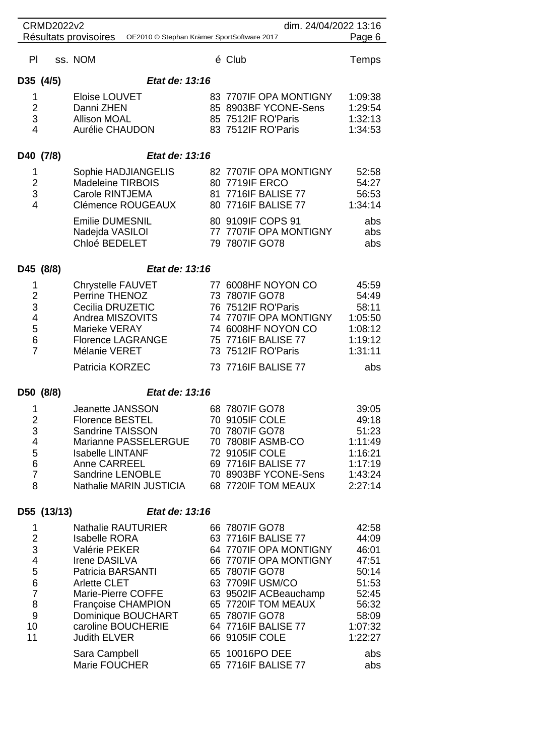| Pl | ss. NOM | é | Club | Temps |
|---|---|---|---|---|

### D35 (4/5) *Etat de: 13:16*

| Pl | NOM | é | Club | Temps |
|---|---|---|---|---|
| 1 | Eloise LOUVET | 83 | 7707IF OPA MONTIGNY | 1:09:38 |
| 2 | Danni ZHEN | 85 | 8903BF YCONE-Sens | 1:29:54 |
| 3 | Allison MOAL | 85 | 7512IF RO'Paris | 1:32:13 |
| 4 | Aurélie CHAUDON | 83 | 7512IF RO'Paris | 1:34:53 |

### D40 (7/8) *Etat de: 13:16*

| Pl | NOM | é | Club | Temps |
|---|---|---|---|---|
| 1 | Sophie HADJIANGELIS | 82 | 7707IF OPA MONTIGNY | 52:58 |
| 2 | Madeleine TIRBOIS | 80 | 7719IF ERCO | 54:27 |
| 3 | Carole RINTJEMA | 81 | 7716IF BALISE 77 | 56:53 |
| 4 | Clémence ROUGEAUX | 80 | 7716IF BALISE 77 | 1:34:14 |
| | Emilie DUMESNIL | 80 | 9109IF COPS 91 | abs |
| | Nadejda VASILOI | 77 | 7707IF OPA MONTIGNY | abs |
| | Chloé BEDELET | 79 | 7807IF GO78 | abs |

### D45 (8/8) *Etat de: 13:16*

| Pl | NOM | é | Club | Temps |
|---|---|---|---|---|
| 1 | Chrystelle FAUVET | 77 | 6008HF NOYON CO | 45:59 |
| 2 | Perrine THENOZ | 73 | 7807IF GO78 | 54:49 |
| 3 | Cecilia DRUZETIC | 76 | 7512IF RO'Paris | 58:11 |
| 4 | Andrea MISZOVITS | 74 | 7707IF OPA MONTIGNY | 1:05:50 |
| 5 | Marieke VERAY | 74 | 6008HF NOYON CO | 1:08:12 |
| 6 | Florence LAGRANGE | 75 | 7716IF BALISE 77 | 1:19:12 |
| 7 | Mélanie VERET | 73 | 7512IF RO'Paris | 1:31:11 |
| | Patricia KORZEC | 73 | 7716IF BALISE 77 | abs |

### D50 (8/8) *Etat de: 13:16*

| Pl | NOM | é | Club | Temps |
|---|---|---|---|---|
| 1 | Jeanette JANSSON | 68 | 7807IF GO78 | 39:05 |
| 2 | Florence BESTEL | 70 | 9105IF COLE | 49:18 |
| 3 | Sandrine TAISSON | 70 | 7807IF GO78 | 51:23 |
| 4 | Marianne PASSELERGUE | 70 | 7808IF ASMB-CO | 1:11:49 |
| 5 | Isabelle LINTANF | 72 | 9105IF COLE | 1:16:21 |
| 6 | Anne CARREEL | 69 | 7716IF BALISE 77 | 1:17:19 |
| 7 | Sandrine LENOBLE | 70 | 8903BF YCONE-Sens | 1:43:24 |
| 8 | Nathalie MARIN JUSTICIA | 68 | 7720IF TOM MEAUX | 2:27:14 |

### D55 (13/13) *Etat de: 13:16*

| Pl | NOM | é | Club | Temps |
|---|---|---|---|---|
| 1 | Nathalie RAUTURIER | 66 | 7807IF GO78 | 42:58 |
| 2 | Isabelle RORA | 63 | 7716IF BALISE 77 | 44:09 |
| 3 | Valérie PEKER | 64 | 7707IF OPA MONTIGNY | 46:01 |
| 4 | Irene DASILVA | 66 | 7707IF OPA MONTIGNY | 47:51 |
| 5 | Patricia BARSANTI | 65 | 7807IF GO78 | 50:14 |
| 6 | Arlette CLET | 63 | 7709IF USM/CO | 51:53 |
| 7 | Marie-Pierre COFFE | 63 | 9502IF ACBeauchamp | 52:45 |
| 8 | Françoise CHAMPION | 65 | 7720IF TOM MEAUX | 56:32 |
| 9 | Dominique BOUCHART | 65 | 7807IF GO78 | 58:09 |
| 10 | caroline BOUCHERIE | 64 | 7716IF BALISE 77 | 1:07:32 |
| 11 | Judith ELVER | 66 | 9105IF COLE | 1:22:27 |
| | Sara Campbell | 65 | 10016PO DEE | abs |
| | Marie FOUCHER | 65 | 7716IF BALISE 77 | abs |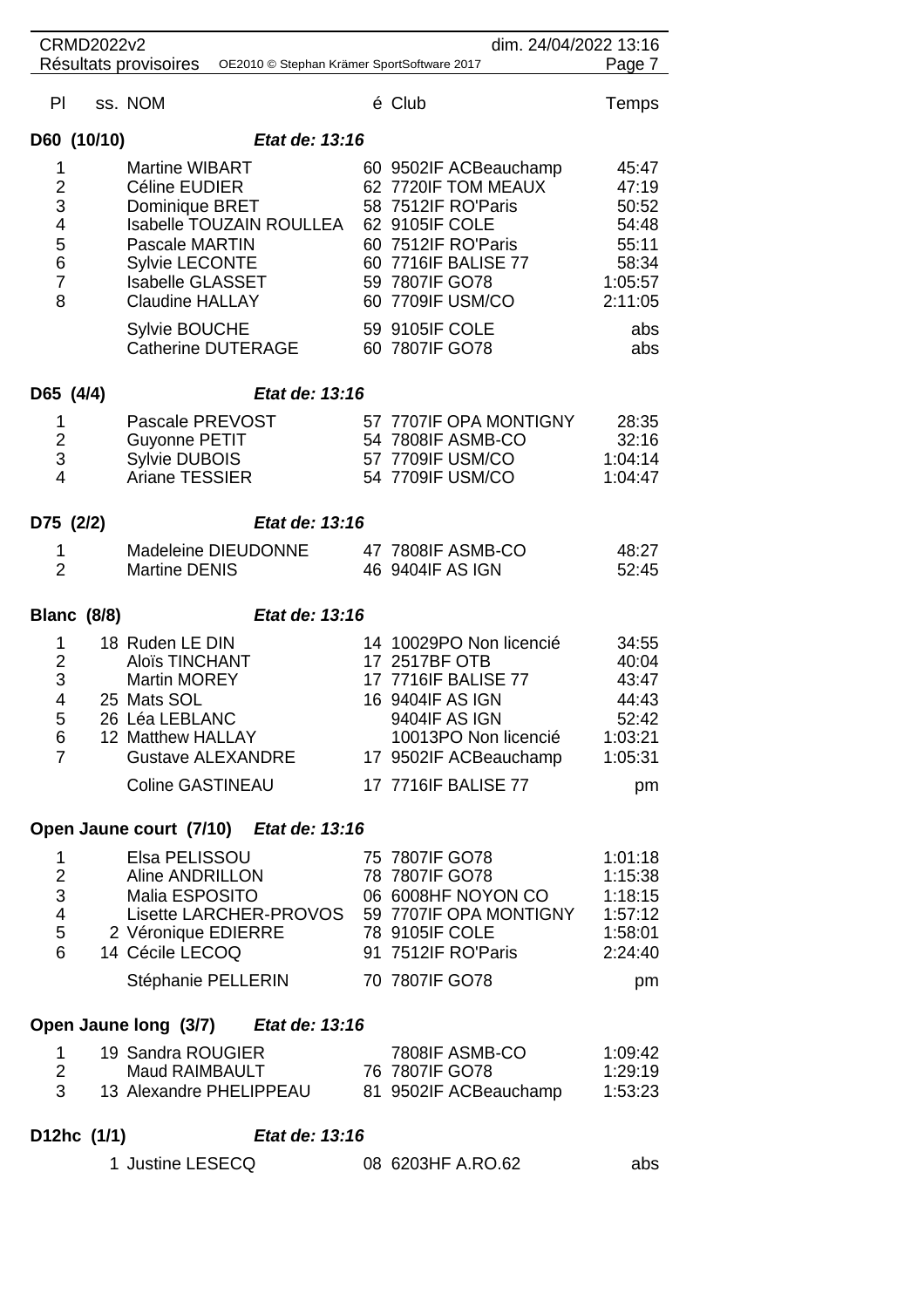| Pl | ss. | NOM | é | Club | Temps |
|---|---|---|---|---|---|

**D60 (10/10)** *Etat de: 13:16*

| Pl | ss. | NOM | é | Club | Temps |
|---|---|---|---|---|---|
| 1 | | Martine WIBART | 60 | 9502IF ACBeauchamp | 45:47 |
| 2 | | Céline EUDIER | 62 | 7720IF TOM MEAUX | 47:19 |
| 3 | | Dominique BRET | 58 | 7512IF RO'Paris | 50:52 |
| 4 | | Isabelle TOUZAIN ROULLEA | 62 | 9105IF COLE | 54:48 |
| 5 | | Pascale MARTIN | 60 | 7512IF RO'Paris | 55:11 |
| 6 | | Sylvie LECONTE | 60 | 7716IF BALISE 77 | 58:34 |
| 7 | | Isabelle GLASSET | 59 | 7807IF GO78 | 1:05:57 |
| 8 | | Claudine HALLAY | 60 | 7709IF USM/CO | 2:11:05 |
| | | Sylvie BOUCHE | 59 | 9105IF COLE | abs |
| | | Catherine DUTERAGE | 60 | 7807IF GO78 | abs |

**D65 (4/4)** *Etat de: 13:16*

| Pl | ss. | NOM | é | Club | Temps |
|---|---|---|---|---|---|
| 1 | | Pascale PREVOST | 57 | 7707IF OPA MONTIGNY | 28:35 |
| 2 | | Guyonne PETIT | 54 | 7808IF ASMB-CO | 32:16 |
| 3 | | Sylvie DUBOIS | 57 | 7709IF USM/CO | 1:04:14 |
| 4 | | Ariane TESSIER | 54 | 7709IF USM/CO | 1:04:47 |

**D75 (2/2)** *Etat de: 13:16*

| Pl | ss. | NOM | é | Club | Temps |
|---|---|---|---|---|---|
| 1 | | Madeleine DIEUDONNE | 47 | 7808IF ASMB-CO | 48:27 |
| 2 | | Martine DENIS | 46 | 9404IF AS IGN | 52:45 |

**Blanc (8/8)** *Etat de: 13:16*

| Pl | ss. | NOM | é | Club | Temps |
|---|---|---|---|---|---|
| 1 | 18 | Ruden LE DIN | 14 | 10029PO Non licencié | 34:55 |
| 2 | | Aloïs TINCHANT | 17 | 2517BF OTB | 40:04 |
| 3 | | Martin MOREY | 17 | 7716IF BALISE 77 | 43:47 |
| 4 | 25 | Mats SOL | 16 | 9404IF AS IGN | 44:43 |
| 5 | 26 | Léa LEBLANC | | 9404IF AS IGN | 52:42 |
| 6 | 12 | Matthew HALLAY | | 10013PO Non licencié | 1:03:21 |
| 7 | | Gustave ALEXANDRE | 17 | 9502IF ACBeauchamp | 1:05:31 |
| | | Coline GASTINEAU | 17 | 7716IF BALISE 77 | pm |

**Open Jaune court (7/10)** *Etat de: 13:16*

| Pl | ss. | NOM | é | Club | Temps |
|---|---|---|---|---|---|
| 1 | | Elsa PELISSOU | 75 | 7807IF GO78 | 1:01:18 |
| 2 | | Aline ANDRILLON | 78 | 7807IF GO78 | 1:15:38 |
| 3 | | Malia ESPOSITO | 06 | 6008HF NOYON CO | 1:18:15 |
| 4 | | Lisette LARCHER-PROVOS | 59 | 7707IF OPA MONTIGNY | 1:57:12 |
| 5 | 2 | Véronique EDIERRE | 78 | 9105IF COLE | 1:58:01 |
| 6 | 14 | Cécile LECOQ | 91 | 7512IF RO'Paris | 2:24:40 |
| | | Stéphanie PELLERIN | 70 | 7807IF GO78 | pm |

**Open Jaune long (3/7)** *Etat de: 13:16*

| Pl | ss. | NOM | é | Club | Temps |
|---|---|---|---|---|---|
| 1 | 19 | Sandra ROUGIER | | 7808IF ASMB-CO | 1:09:42 |
| 2 | | Maud RAIMBAULT | 76 | 7807IF GO78 | 1:29:19 |
| 3 | 13 | Alexandre PHELIPPEAU | 81 | 9502IF ACBeauchamp | 1:53:23 |

**D12hc (1/1)** *Etat de: 13:16*

| Pl | ss. | NOM | é | Club | Temps |
|---|---|---|---|---|---|
| | 1 | Justine LESECQ | 08 | 6203HF A.RO.62 | abs |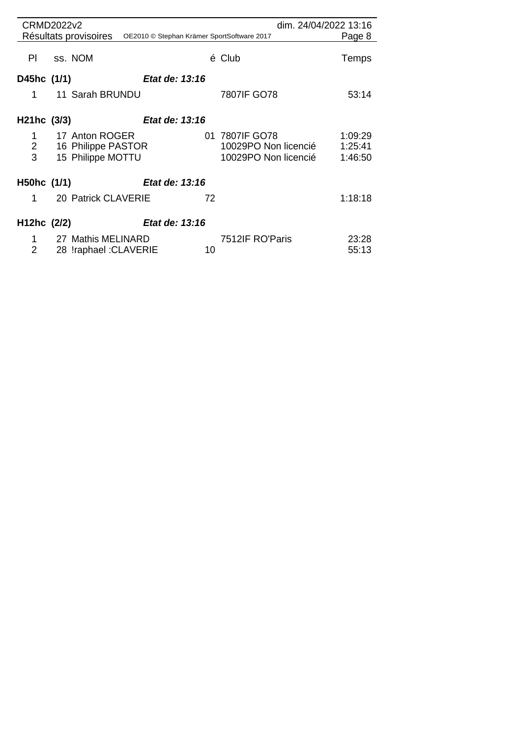| Pl | ss. NOM | é | Club | Temps |
|---|---|---|---|---|
| **D45hc (1/1)** | ***Etat de: 13:16*** | | | |
| 1 | 11 Sarah BRUNDU | | 7807IF GO78 | 53:14 |
| **H21hc (3/3)** | ***Etat de: 13:16*** | | | |
| 1 | 17 Anton ROGER | 01 | 7807IF GO78 | 1:09:29 |
| 2 | 16 Philippe PASTOR | | 10029PO Non licencié | 1:25:41 |
| 3 | 15 Philippe MOTTU | | 10029PO Non licencié | 1:46:50 |
| **H50hc (1/1)** | ***Etat de: 13:16*** | | | |
| 1 | 20 Patrick CLAVERIE | 72 | | 1:18:18 |
| **H12hc (2/2)** | ***Etat de: 13:16*** | | | |
| 1 | 27 Mathis MELINARD | | 7512IF RO'Paris | 23:28 |
| 2 | 28 !raphael :CLAVERIE | 10 | | 55:13 |